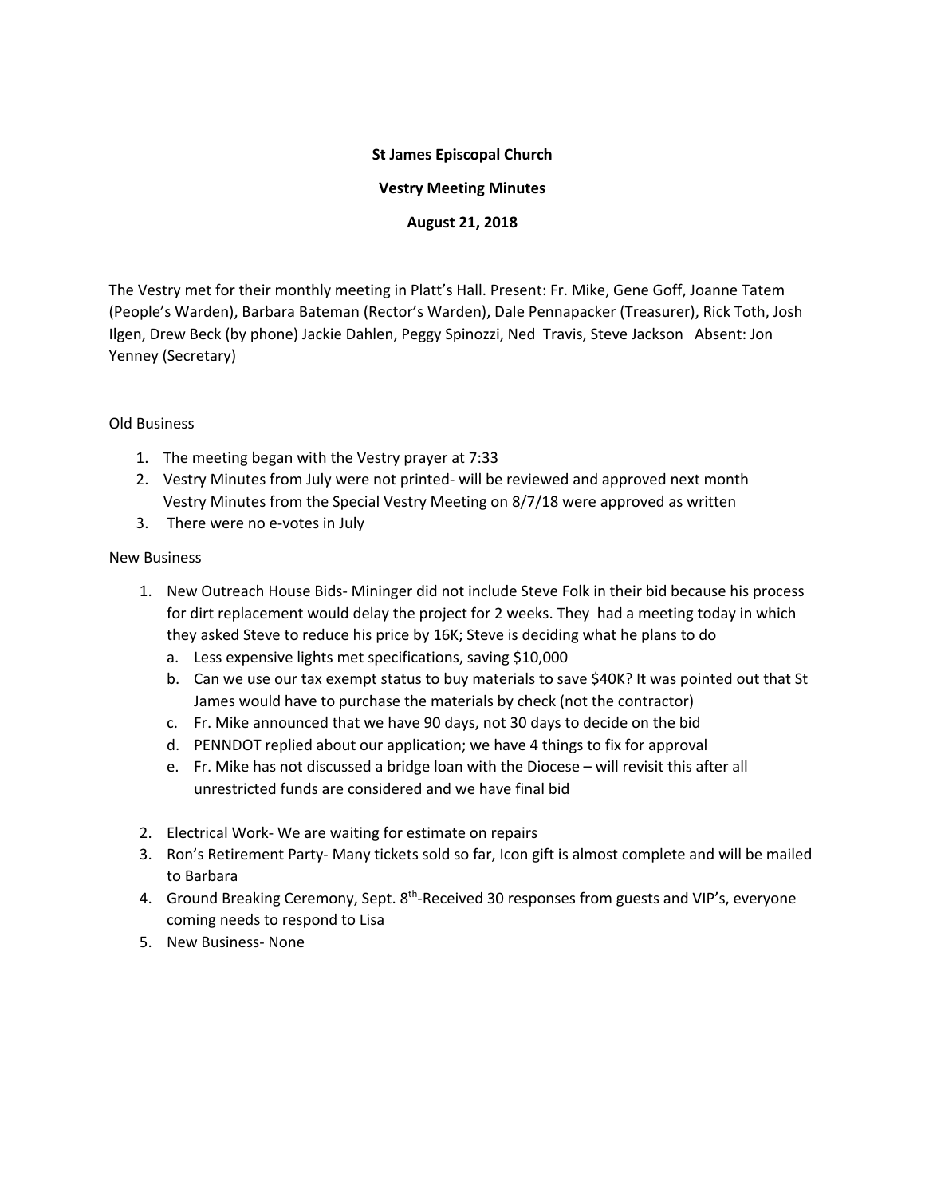**St James Episcopal Church**

**Vestry Meeting Minutes**

**August 21, 2018**

The Vestry met for their monthly meeting in Platt's Hall. Present: Fr. Mike, Gene Goff, Joanne Tatem (People's Warden), Barbara Bateman (Rector's Warden), Dale Pennapacker (Treasurer), Rick Toth, Josh Ilgen, Drew Beck (by phone) Jackie Dahlen, Peggy Spinozzi, Ned Travis, Steve Jackson Absent: Jon Yenney (Secretary)

Old Business

1. The meeting began with the Vestry prayer at 7:33
2. Vestry Minutes from July were not printed- will be reviewed and approved next month
   Vestry Minutes from the Special Vestry Meeting on 8/7/18 were approved as written
3. There were no e-votes in July

New Business

1. New Outreach House Bids- Mininger did not include Steve Folk in their bid because his process for dirt replacement would delay the project for 2 weeks. They had a meeting today in which they asked Steve to reduce his price by 16K; Steve is deciding what he plans to do
   a. Less expensive lights met specifications, saving $10,000
   b. Can we use our tax exempt status to buy materials to save $40K? It was pointed out that St James would have to purchase the materials by check (not the contractor)
   c. Fr. Mike announced that we have 90 days, not 30 days to decide on the bid
   d. PENNDOT replied about our application; we have 4 things to fix for approval
   e. Fr. Mike has not discussed a bridge loan with the Diocese – will revisit this after all unrestricted funds are considered and we have final bid
2. Electrical Work- We are waiting for estimate on repairs
3. Ron's Retirement Party- Many tickets sold so far, Icon gift is almost complete and will be mailed to Barbara
4. Ground Breaking Ceremony, Sept. 8th-Received 30 responses from guests and VIP's, everyone coming needs to respond to Lisa
5. New Business- None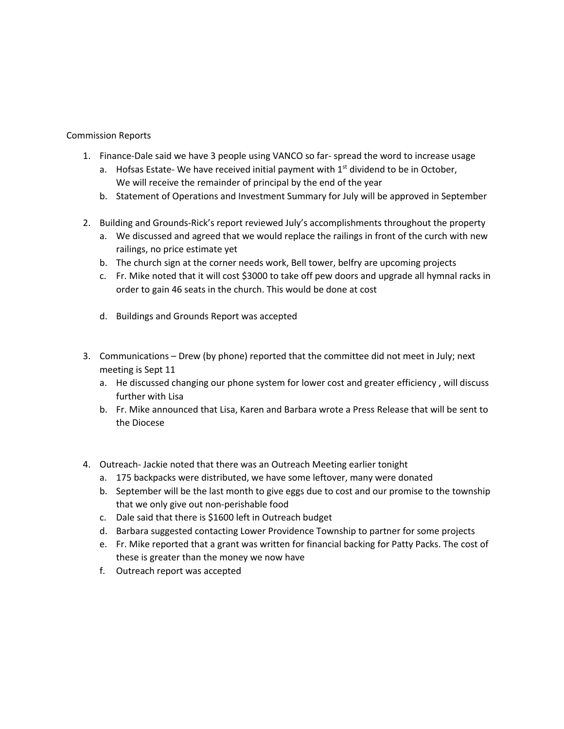Commission Reports

1. Finance-Dale said we have 3 people using VANCO so far- spread the word to increase usage
   a. Hofsas Estate- We have received initial payment with 1st dividend to be in October, We will receive the remainder of principal by the end of the year
   b. Statement of Operations and Investment Summary for July will be approved in September

2. Building and Grounds-Rick's report reviewed July's accomplishments throughout the property
   a. We discussed and agreed that we would replace the railings in front of the curch with new railings, no price estimate yet
   b. The church sign at the corner needs work, Bell tower, belfry are upcoming projects
   c. Fr. Mike noted that it will cost $3000 to take off pew doors and upgrade all hymnal racks in order to gain 46 seats in the church. This would be done at cost

   d. Buildings and Grounds Report was accepted

3. Communications – Drew (by phone) reported that the committee did not meet in July; next meeting is Sept 11
   a. He discussed changing our phone system for lower cost and greater efficiency , will discuss further with Lisa
   b. Fr. Mike announced that Lisa, Karen and Barbara wrote a Press Release that will be sent to the Diocese

4. Outreach- Jackie noted that there was an Outreach Meeting earlier tonight
   a. 175 backpacks were distributed, we have some leftover, many were donated
   b. September will be the last month to give eggs due to cost and our promise to the township that we only give out non-perishable food
   c. Dale said that there is $1600 left in Outreach budget
   d. Barbara suggested contacting Lower Providence Township to partner for some projects
   e. Fr. Mike reported that a grant was written for financial backing for Patty Packs. The cost of these is greater than the money we now have
   f. Outreach report was accepted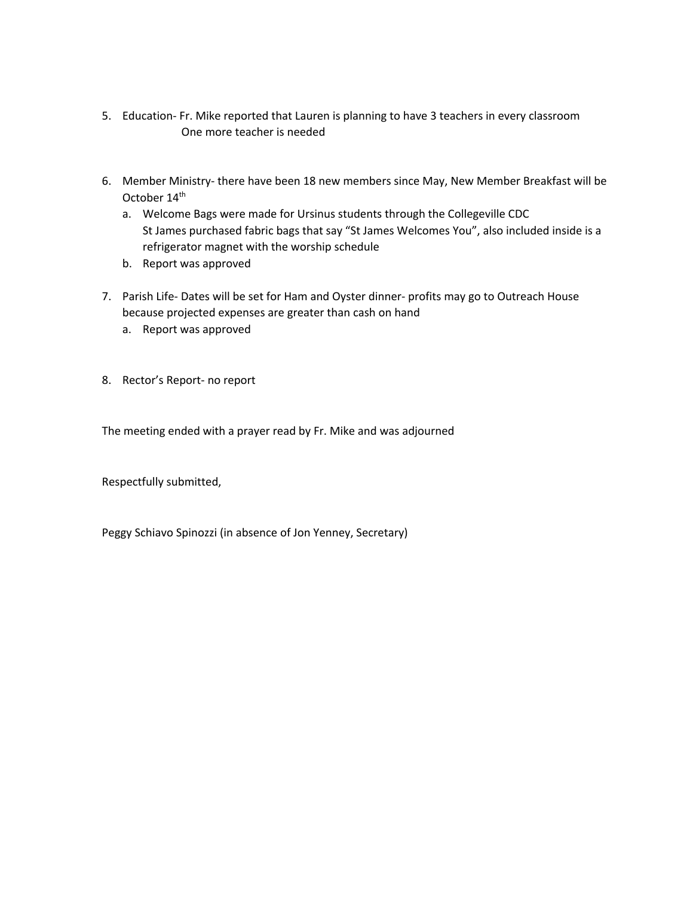5. Education- Fr. Mike reported that Lauren is planning to have 3 teachers in every classroom
   One more teacher is needed

6. Member Ministry- there have been 18 new members since May, New Member Breakfast will be October 14th
   a. Welcome Bags were made for Ursinus students through the Collegeville CDC
      St James purchased fabric bags that say "St James Welcomes You", also included inside is a refrigerator magnet with the worship schedule
   b. Report was approved

7. Parish Life- Dates will be set for Ham and Oyster dinner- profits may go to Outreach House because projected expenses are greater than cash on hand
   a. Report was approved

8. Rector's Report- no report

The meeting ended with a prayer read by Fr. Mike and was adjourned

Respectfully submitted,

Peggy Schiavo Spinozzi (in absence of Jon Yenney, Secretary)